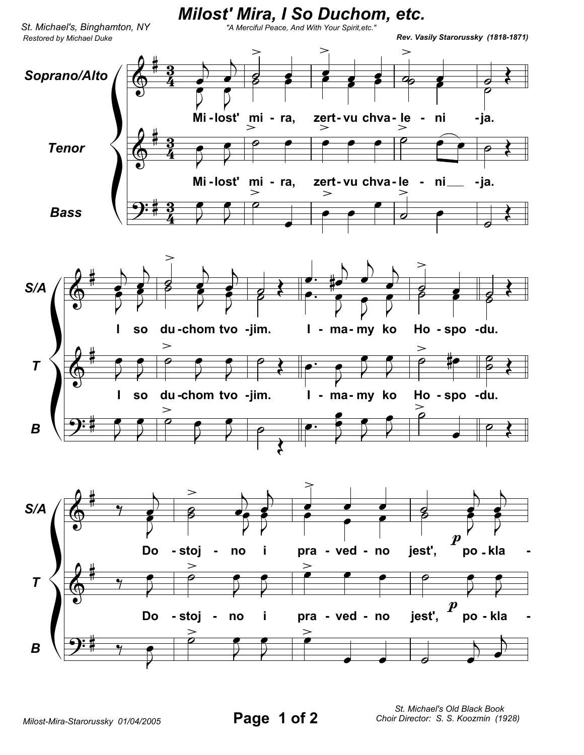# Milost' Mira, I So Duchom, etc.

St. Michael's, Binghamton, NY

Restored by Michael Duke

"A Merciful Peace, And With Your Spirit,etc."

**Rev. Vasily Starorussky (1818-1871)**

Soprano/Alto

Tenor

Bass

Mi - lost' mi - ra, zert - vu chva - le - ni - ja.

I so du - chom tvo - jim. I - ma - my ko Ho - spo - du.

Do - stoj - no i pra - ved - no jest', po - kla -

Milost-Mira-Starorussky 01/04/2005

St. Michael's Old Black Book
Choir Director: S. S. Koozmin (1928)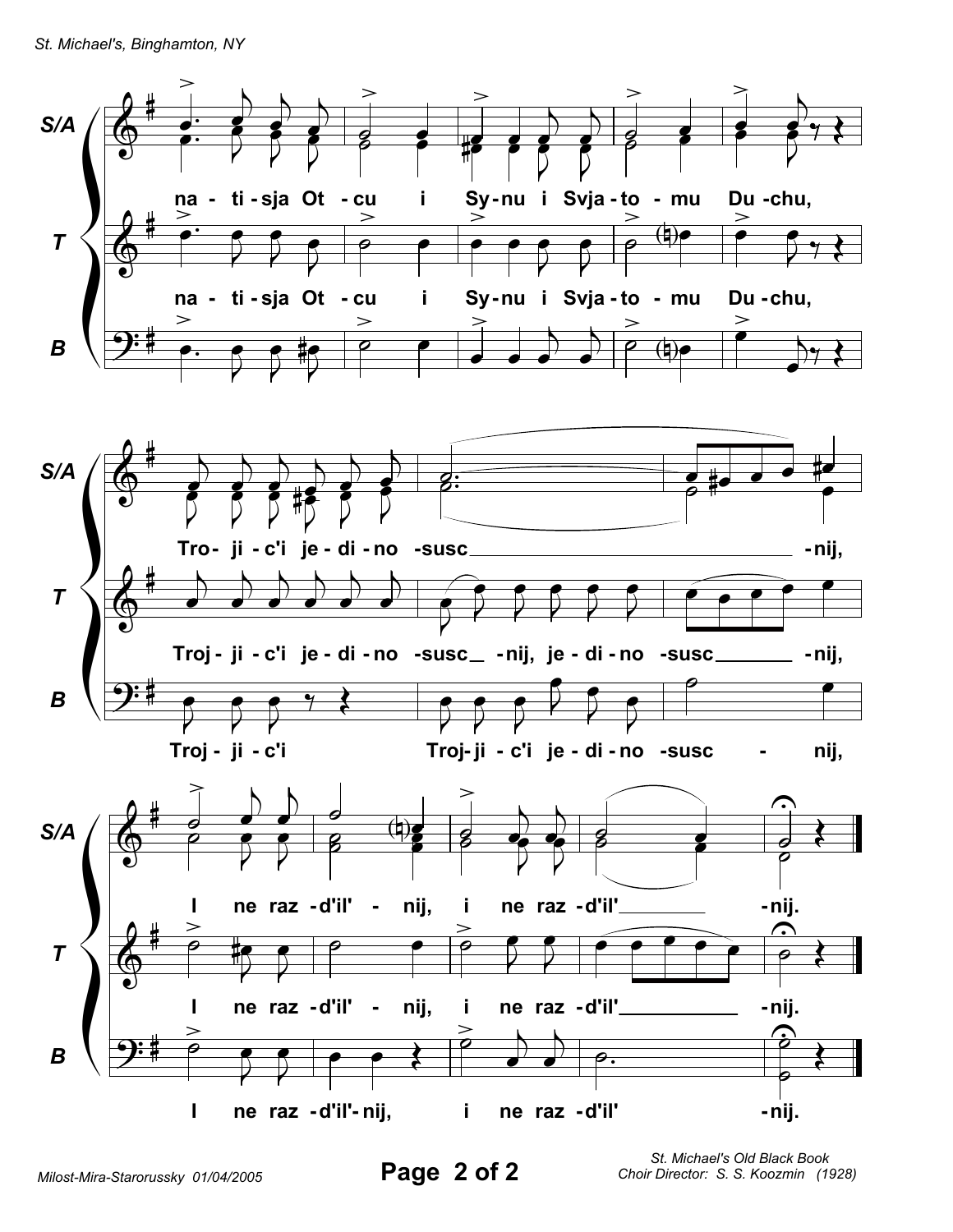S/A

na - ti - sja Ot - cu i Sy - nu i Svja - to - mu Du - chu,

T

na - ti - sja Ot - cu i Sy - nu i Svja - to - mu Du - chu,

B

S/A

Tro - ji - c'i je - di - no - susc - nij,

T

Troj - ji - c'i je - di - no - susc - nij, je - di - no - susc - nij,

B

Troj - ji - c'i Troj - ji - c'i je - di - no - susc - nij,

S/A

I ne raz - d'il' - nij, i ne raz - d'il' - nij.

T

I ne raz - d'il' - nij, i ne raz - d'il' - nij.

B

I ne raz - d'il' - nij, i ne raz - d'il' - nij.

St. Michael's Old Black Book
Choir Director: S. S. Koozmin (1928)

Milost-Mira-Starorussky 01/04/2005